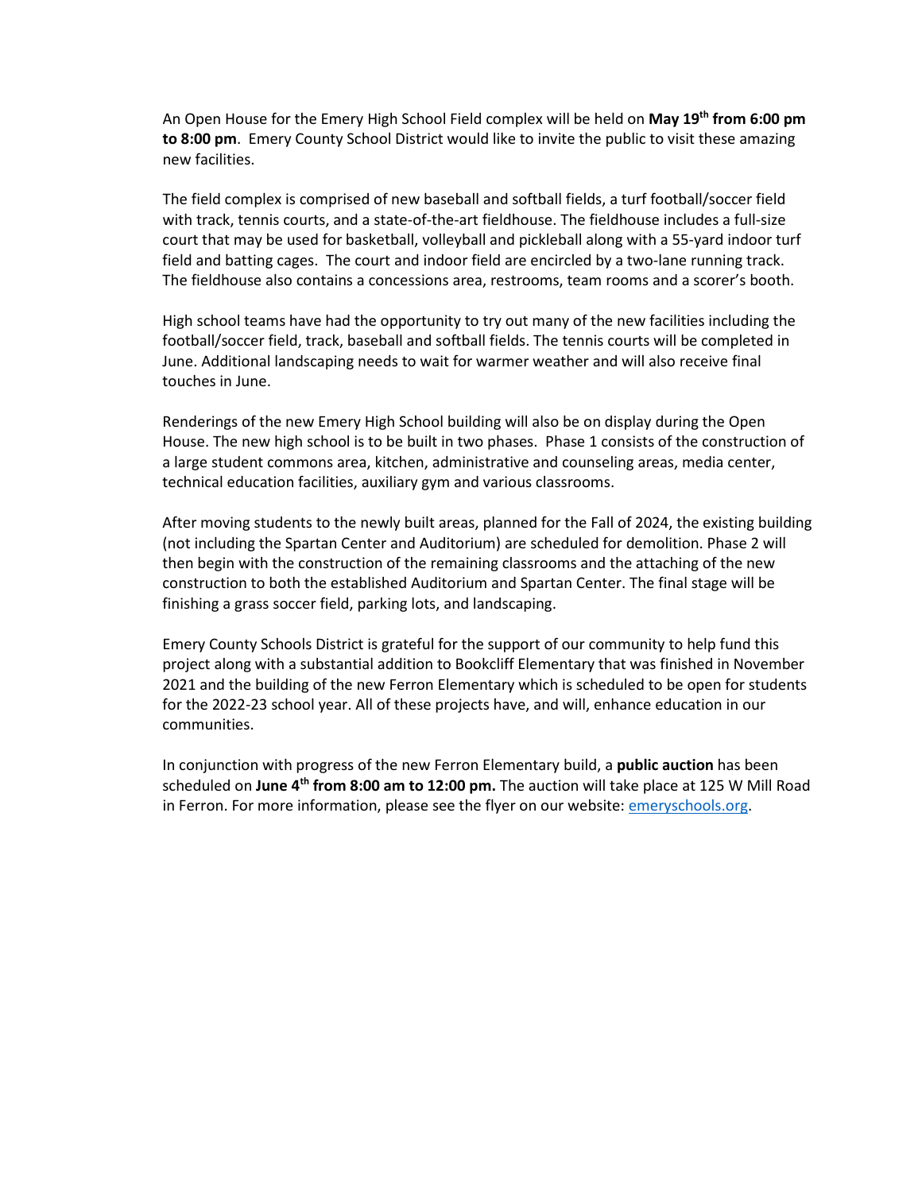An Open House for the Emery High School Field complex will be held on **May 19th from 6:00 pm to 8:00 pm**. Emery County School District would like to invite the public to visit these amazing new facilities.

The field complex is comprised of new baseball and softball fields, a turf football/soccer field with track, tennis courts, and a state-of-the-art fieldhouse. The fieldhouse includes a full-size court that may be used for basketball, volleyball and pickleball along with a 55-yard indoor turf field and batting cages. The court and indoor field are encircled by a two-lane running track. The fieldhouse also contains a concessions area, restrooms, team rooms and a scorer's booth.

High school teams have had the opportunity to try out many of the new facilities including the football/soccer field, track, baseball and softball fields. The tennis courts will be completed in June. Additional landscaping needs to wait for warmer weather and will also receive final touches in June.

Renderings of the new Emery High School building will also be on display during the Open House. The new high school is to be built in two phases. Phase 1 consists of the construction of a large student commons area, kitchen, administrative and counseling areas, media center, technical education facilities, auxiliary gym and various classrooms.

After moving students to the newly built areas, planned for the Fall of 2024, the existing building (not including the Spartan Center and Auditorium) are scheduled for demolition. Phase 2 will then begin with the construction of the remaining classrooms and the attaching of the new construction to both the established Auditorium and Spartan Center. The final stage will be finishing a grass soccer field, parking lots, and landscaping.

Emery County Schools District is grateful for the support of our community to help fund this project along with a substantial addition to Bookcliff Elementary that was finished in November 2021 and the building of the new Ferron Elementary which is scheduled to be open for students for the 2022-23 school year. All of these projects have, and will, enhance education in our communities.

In conjunction with progress of the new Ferron Elementary build, a **public auction** has been scheduled on **June 4th from 8:00 am to 12:00 pm.** The auction will take place at 125 W Mill Road in Ferron. For more information, please see the flyer on our website: [emeryschools.org](emeryschools.org).